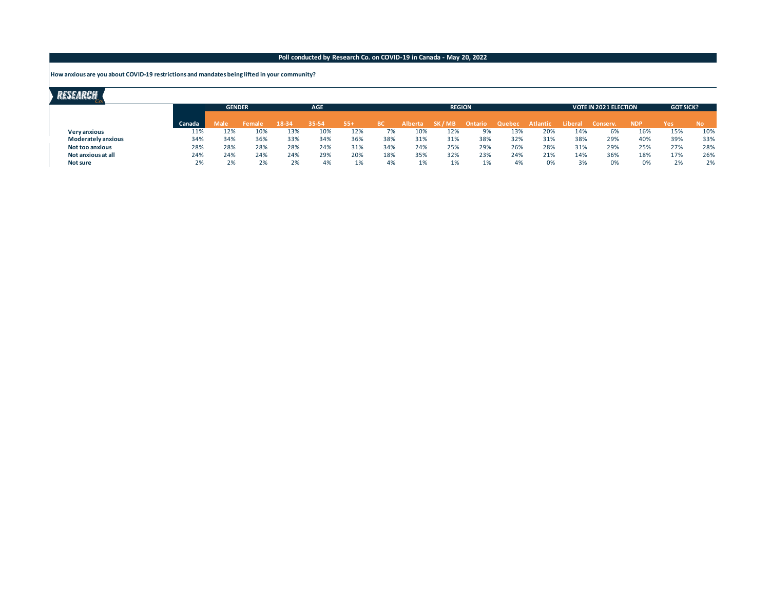**Poll conducted by Research Co. on COVID-19 in Canada - May 20, 2022**

**How anxious are you about COVID-19 restrictions and mandates being lifted in your community?**

| | | GENDER | | AGE | | | REGION | | | | | | VOTE IN 2021 ELECTION | | | GOT SICK? | |
|---|---|---|---|---|---|---|---|---|---|---|---|---|---|---|---|---|---|
| | Canada | Male | Female | 18-34 | 35-54 | 55+ | BC | Alberta | SK / MB | Ontario | Quebec | Atlantic | Liberal | Conserv. | NDP | Yes | No |
| **Very anxious** | 11% | 12% | 10% | 13% | 10% | 12% | 7% | 10% | 12% | 9% | 13% | 20% | 14% | 6% | 16% | 15% | 10% |
| **Moderately anxious** | 34% | 34% | 36% | 33% | 34% | 36% | 38% | 31% | 31% | 38% | 32% | 31% | 38% | 29% | 40% | 39% | 33% |
| **Not too anxious** | 28% | 28% | 28% | 28% | 24% | 31% | 34% | 24% | 25% | 29% | 26% | 28% | 31% | 29% | 25% | 27% | 28% |
| **Not anxious at all** | 24% | 24% | 24% | 24% | 29% | 20% | 18% | 35% | 32% | 23% | 24% | 21% | 14% | 36% | 18% | 17% | 26% |
| **Not sure** | 2% | 2% | 2% | 2% | 4% | 1% | 4% | 1% | 1% | 1% | 4% | 0% | 3% | 0% | 0% | 2% | 2% |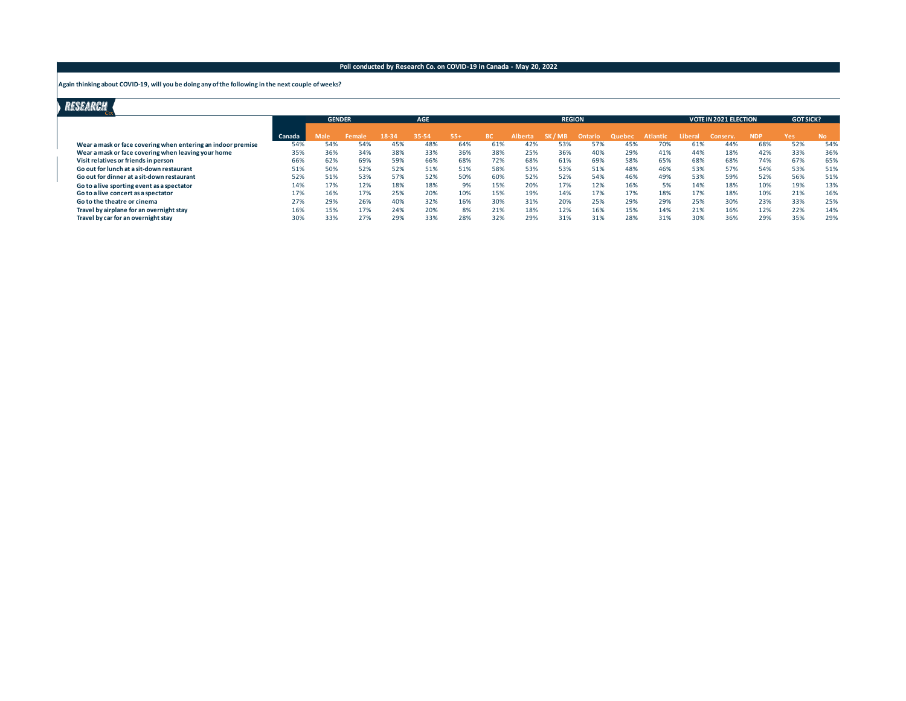**Poll conducted by Research Co. on COVID-19 in Canada - May 20, 2022**

**Again thinking about COVID-19, will you be doing any of the following in the next couple of weeks?**

RESEARCH Co.

| | | GENDER | | AGE | | | REGION | | | | | | VOTE IN 2021 ELECTION | | | GOT SICK? | |
|---|---|---|---|---|---|---|---|---|---|---|---|---|---|---|---|---|---|
| | Canada | Male | Female | 18-34 | 35-54 | 55+ | BC | Alberta | SK / MB | Ontario | Quebec | Atlantic | Liberal | Conserv. | NDP | Yes | No |
| Wear a mask or face covering when entering an indoor premise | 54% | 54% | 54% | 45% | 48% | 64% | 61% | 42% | 53% | 57% | 45% | 70% | 61% | 44% | 68% | 52% | 54% |
| Wear a mask or face covering when leaving your home | 35% | 36% | 34% | 38% | 33% | 36% | 38% | 25% | 36% | 40% | 29% | 41% | 44% | 18% | 42% | 33% | 36% |
| Visit relatives or friends in person | 66% | 62% | 69% | 59% | 66% | 68% | 72% | 68% | 61% | 69% | 58% | 65% | 68% | 68% | 74% | 67% | 65% |
| Go out for lunch at a sit-down restaurant | 51% | 50% | 52% | 52% | 51% | 51% | 58% | 53% | 53% | 51% | 48% | 46% | 53% | 57% | 54% | 53% | 51% |
| Go out for dinner at a sit-down restaurant | 52% | 51% | 53% | 57% | 52% | 50% | 60% | 52% | 52% | 54% | 46% | 49% | 53% | 59% | 52% | 56% | 51% |
| Go to a live sporting event as a spectator | 14% | 17% | 12% | 18% | 18% | 9% | 15% | 20% | 17% | 12% | 16% | 5% | 14% | 18% | 10% | 19% | 13% |
| Go to a live concert as a spectator | 17% | 16% | 17% | 25% | 20% | 10% | 15% | 19% | 14% | 17% | 17% | 18% | 17% | 18% | 10% | 21% | 16% |
| Go to the theatre or cinema | 27% | 29% | 26% | 40% | 32% | 16% | 30% | 31% | 20% | 25% | 29% | 29% | 25% | 30% | 23% | 33% | 25% |
| Travel by airplane for an overnight stay | 16% | 15% | 17% | 24% | 20% | 8% | 21% | 18% | 12% | 16% | 15% | 14% | 21% | 16% | 12% | 22% | 14% |
| Travel by car for an overnight stay | 30% | 33% | 27% | 29% | 33% | 28% | 32% | 29% | 31% | 31% | 28% | 31% | 30% | 36% | 29% | 35% | 29% |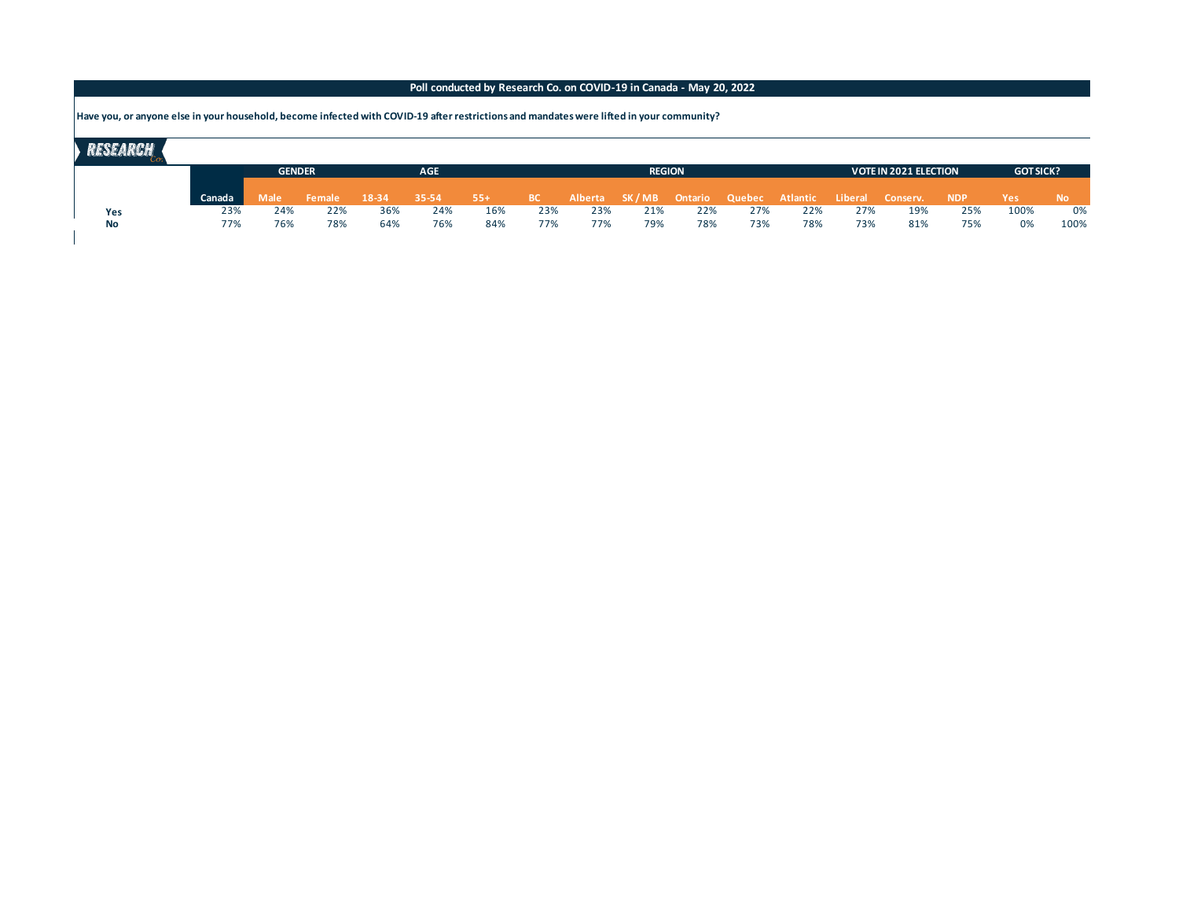**Poll conducted by Research Co. on COVID-19 in Canada - May 20, 2022**

**Have you, or anyone else in your household, become infected with COVID-19 after restrictions and mandates were lifted in your community?**

RESEARCH Co.

| | | GENDER | | AGE | | | REGION | | | | | | VOTE IN 2021 ELECTION | | | GOT SICK? | |
|---|---|---|---|---|---|---|---|---|---|---|---|---|---|---|---|---|---|
| | Canada | Male | Female | 18-34 | 35-54 | 55+ | BC | Alberta | SK / MB | Ontario | Quebec | Atlantic | Liberal | Conserv. | NDP | Yes | No |
| **Yes** | 23% | 24% | 22% | 36% | 24% | 16% | 23% | 23% | 21% | 22% | 27% | 22% | 27% | 19% | 25% | 100% | 0% |
| **No** | 77% | 76% | 78% | 64% | 76% | 84% | 77% | 77% | 79% | 78% | 73% | 78% | 73% | 81% | 75% | 0% | 100% |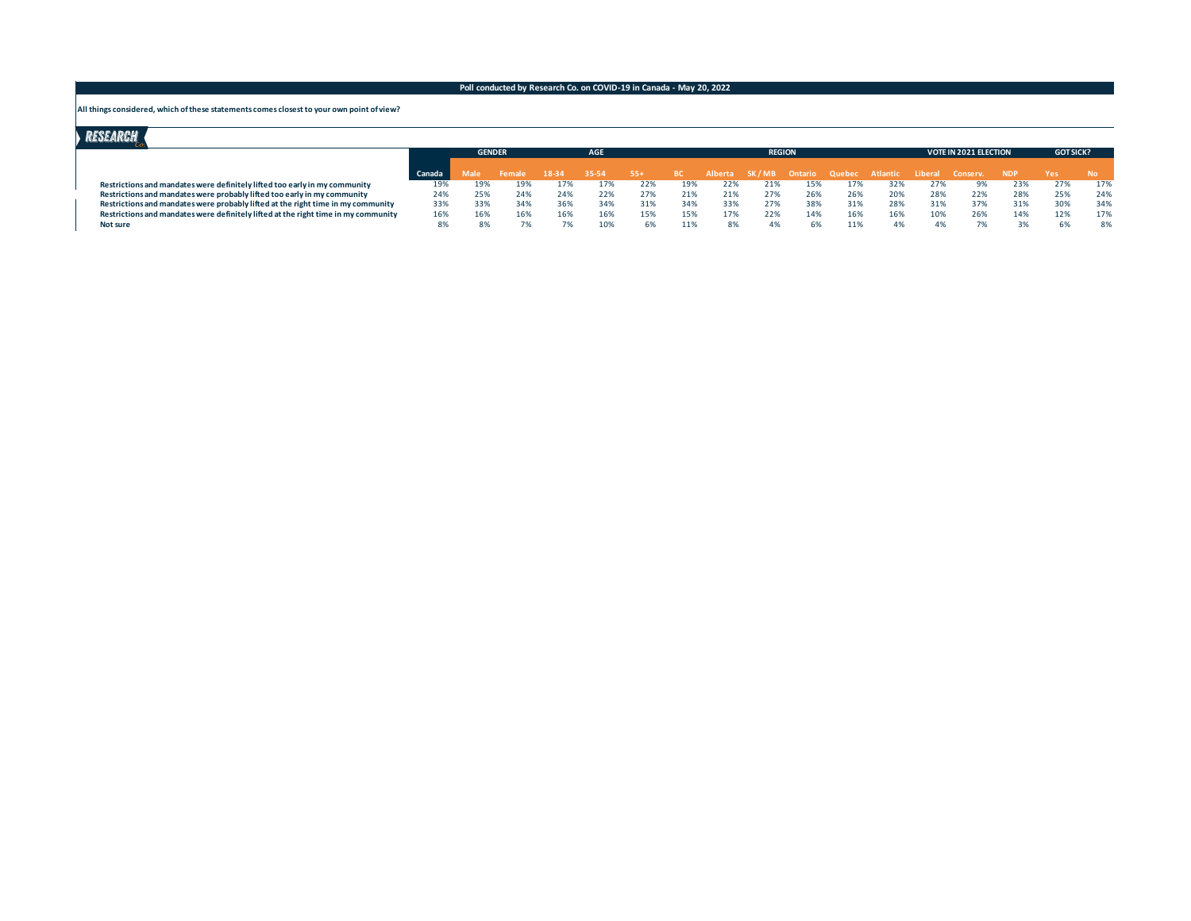**Poll conducted by Research Co. on COVID-19 in Canada - May 20, 2022**

**All things considered, which of these statements comes closest to your own point of view?**

RESEARCH Co.

| | | GENDER | | AGE | | | REGION | | | | | | VOTE IN 2021 ELECTION | | | GOT SICK? | |
|---|---|---|---|---|---|---|---|---|---|---|---|---|---|---|---|---|---|
| | Canada | Male | Female | 18-34 | 35-54 | 55+ | BC | Alberta | SK / MB | Ontario | Quebec | Atlantic | Liberal | Conserv. | NDP | Yes | No |
| **Restrictions and mandates were definitely lifted too early in my community** | 19% | 19% | 19% | 17% | 17% | 22% | 19% | 22% | 21% | 15% | 17% | 32% | 27% | 9% | 23% | 27% | 17% |
| **Restrictions and mandates were probably lifted too early in my community** | 24% | 25% | 24% | 24% | 22% | 27% | 21% | 21% | 27% | 26% | 26% | 20% | 28% | 22% | 28% | 25% | 24% |
| **Restrictions and mandates were probably lifted at the right time in my community** | 33% | 33% | 34% | 36% | 34% | 31% | 34% | 33% | 27% | 38% | 31% | 28% | 31% | 37% | 31% | 30% | 34% |
| **Restrictions and mandates were definitely lifted at the right time in my community** | 16% | 16% | 16% | 16% | 16% | 15% | 15% | 17% | 22% | 14% | 16% | 16% | 10% | 26% | 14% | 12% | 17% |
| **Not sure** | 8% | 8% | 7% | 7% | 10% | 6% | 11% | 8% | 4% | 6% | 11% | 4% | 4% | 7% | 3% | 6% | 8% |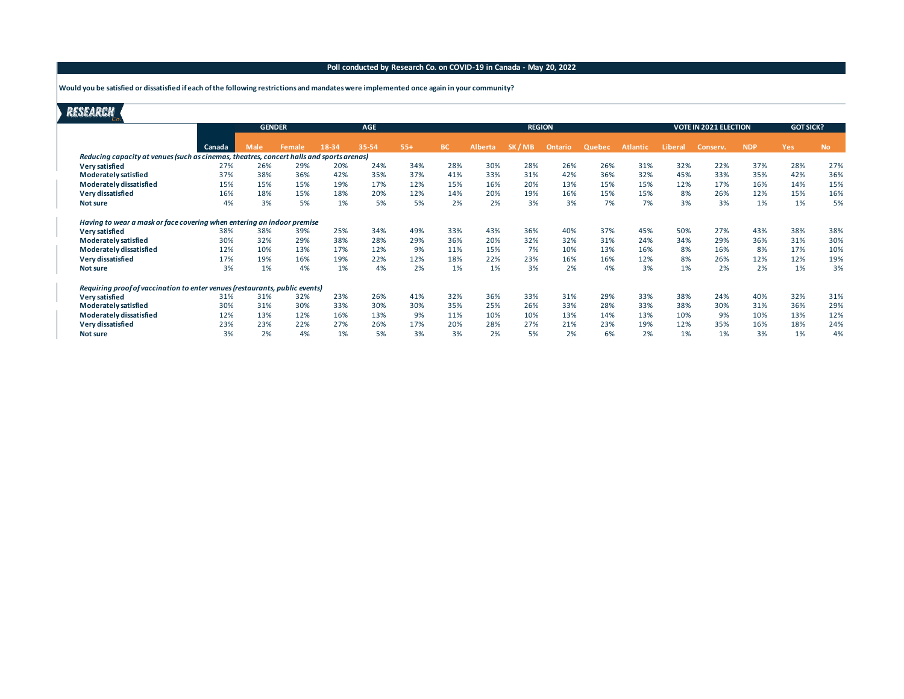**Poll conducted by Research Co. on COVID-19 in Canada - May 20, 2022**

**Would you be satisfied or dissatisfied if each of the following restrictions and mandates were implemented once again in your community?**

| | | GENDER | | AGE | | | REGION | | | | | | VOTE IN 2021 ELECTION | | | GOT SICK? | |
|---|---|---|---|---|---|---|---|---|---|---|---|---|---|---|---|---|---|
| | Canada | Male | Female | 18-34 | 35-54 | 55+ | BC | Alberta | SK / MB | Ontario | Quebec | Atlantic | Liberal | Conserv. | NDP | Yes | No |
| *Reducing capacity at venues (such as cinemas, theatres, concert halls and sports arenas)* | | | | | | | | | | | | | | | | | |
| **Very satisfied** | 27% | 26% | 29% | 20% | 24% | 34% | 28% | 30% | 28% | 26% | 26% | 31% | 32% | 22% | 37% | 28% | 27% |
| **Moderately satisfied** | 37% | 38% | 36% | 42% | 35% | 37% | 41% | 33% | 31% | 42% | 36% | 32% | 45% | 33% | 35% | 42% | 36% |
| **Moderately dissatisfied** | 15% | 15% | 15% | 19% | 17% | 12% | 15% | 16% | 20% | 13% | 15% | 15% | 12% | 17% | 16% | 14% | 15% |
| **Very dissatisfied** | 16% | 18% | 15% | 18% | 20% | 12% | 14% | 20% | 19% | 16% | 15% | 15% | 8% | 26% | 12% | 15% | 16% |
| **Not sure** | 4% | 3% | 5% | 1% | 5% | 5% | 2% | 2% | 3% | 3% | 7% | 7% | 3% | 3% | 1% | 1% | 5% |
| *Having to wear a mask or face covering when entering an indoor premise* | | | | | | | | | | | | | | | | | |
| **Very satisfied** | 38% | 38% | 39% | 25% | 34% | 49% | 33% | 43% | 36% | 40% | 37% | 45% | 50% | 27% | 43% | 38% | 38% |
| **Moderately satisfied** | 30% | 32% | 29% | 38% | 28% | 29% | 36% | 20% | 32% | 32% | 31% | 24% | 34% | 29% | 36% | 31% | 30% |
| **Moderately dissatisfied** | 12% | 10% | 13% | 17% | 12% | 9% | 11% | 15% | 7% | 10% | 13% | 16% | 8% | 16% | 8% | 17% | 10% |
| **Very dissatisfied** | 17% | 19% | 16% | 19% | 22% | 12% | 18% | 22% | 23% | 16% | 16% | 12% | 8% | 26% | 12% | 12% | 19% |
| **Not sure** | 3% | 1% | 4% | 1% | 4% | 2% | 1% | 1% | 3% | 2% | 4% | 3% | 1% | 2% | 2% | 1% | 3% |
| *Requiring proof of vaccination to enter venues (restaurants, public events)* | | | | | | | | | | | | | | | | | |
| **Very satisfied** | 31% | 31% | 32% | 23% | 26% | 41% | 32% | 36% | 33% | 31% | 29% | 33% | 38% | 24% | 40% | 32% | 31% |
| **Moderately satisfied** | 30% | 31% | 30% | 33% | 30% | 30% | 35% | 25% | 26% | 33% | 28% | 33% | 38% | 30% | 31% | 36% | 29% |
| **Moderately dissatisfied** | 12% | 13% | 12% | 16% | 13% | 9% | 11% | 10% | 10% | 13% | 14% | 13% | 10% | 9% | 10% | 13% | 12% |
| **Very dissatisfied** | 23% | 23% | 22% | 27% | 26% | 17% | 20% | 28% | 27% | 21% | 23% | 19% | 12% | 35% | 16% | 18% | 24% |
| **Not sure** | 3% | 2% | 4% | 1% | 5% | 3% | 3% | 2% | 5% | 2% | 6% | 2% | 1% | 1% | 3% | 1% | 4% |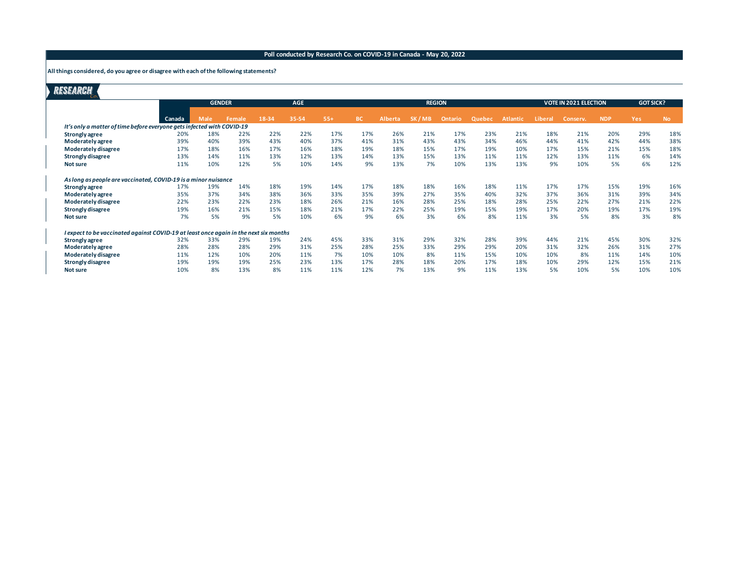**Poll conducted by Research Co. on COVID-19 in Canada - May 20, 2022**

**All things considered, do you agree or disagree with each of the following statements?**

| | Canada | GENDER | | AGE | | | REGION | | | | | | VOTE IN 2021 ELECTION | | | GOT SICK? | |
|---|---|---|---|---|---|---|---|---|---|---|---|---|---|---|---|---|---|
| | | Male | Female | 18-34 | 35-54 | 55+ | BC | Alberta | SK / MB | Ontario | Quebec | Atlantic | Liberal | Conserv. | NDP | Yes | No |
| ***It's only a matter of time before everyone gets infected with COVID-19*** | | | | | | | | | | | | | | | | | |
| **Strongly agree** | 20% | 18% | 22% | 22% | 22% | 17% | 17% | 26% | 21% | 17% | 23% | 21% | 18% | 21% | 20% | 29% | 18% |
| **Moderately agree** | 39% | 40% | 39% | 43% | 40% | 37% | 41% | 31% | 43% | 43% | 34% | 46% | 44% | 41% | 42% | 44% | 38% |
| **Moderately disagree** | 17% | 18% | 16% | 17% | 16% | 18% | 19% | 18% | 15% | 17% | 19% | 10% | 17% | 15% | 21% | 15% | 18% |
| **Strongly disagree** | 13% | 14% | 11% | 13% | 12% | 13% | 14% | 13% | 15% | 13% | 11% | 11% | 12% | 13% | 11% | 6% | 14% |
| **Not sure** | 11% | 10% | 12% | 5% | 10% | 14% | 9% | 13% | 7% | 10% | 13% | 13% | 9% | 10% | 5% | 6% | 12% |
| ***As long as people are vaccinated, COVID-19 is a minor nuisance*** | | | | | | | | | | | | | | | | | |
| **Strongly agree** | 17% | 19% | 14% | 18% | 19% | 14% | 17% | 18% | 18% | 16% | 18% | 11% | 17% | 17% | 15% | 19% | 16% |
| **Moderately agree** | 35% | 37% | 34% | 38% | 36% | 33% | 35% | 39% | 27% | 35% | 40% | 32% | 37% | 36% | 31% | 39% | 34% |
| **Moderately disagree** | 22% | 23% | 22% | 23% | 18% | 26% | 21% | 16% | 28% | 25% | 18% | 28% | 25% | 22% | 27% | 21% | 22% |
| **Strongly disagree** | 19% | 16% | 21% | 15% | 18% | 21% | 17% | 22% | 25% | 19% | 15% | 19% | 17% | 20% | 19% | 17% | 19% |
| **Not sure** | 7% | 5% | 9% | 5% | 10% | 6% | 9% | 6% | 3% | 6% | 8% | 11% | 3% | 5% | 8% | 3% | 8% |
| ***I expect to be vaccinated against COVID-19 at least once again in the next six months*** | | | | | | | | | | | | | | | | | |
| **Strongly agree** | 32% | 33% | 29% | 19% | 24% | 45% | 33% | 31% | 29% | 32% | 28% | 39% | 44% | 21% | 45% | 30% | 32% |
| **Moderately agree** | 28% | 28% | 28% | 29% | 31% | 25% | 28% | 25% | 33% | 29% | 29% | 20% | 31% | 32% | 26% | 31% | 27% |
| **Moderately disagree** | 11% | 12% | 10% | 20% | 11% | 7% | 10% | 10% | 8% | 11% | 15% | 10% | 10% | 8% | 11% | 14% | 10% |
| **Strongly disagree** | 19% | 19% | 19% | 25% | 23% | 13% | 17% | 28% | 18% | 20% | 17% | 18% | 10% | 29% | 12% | 15% | 21% |
| **Not sure** | 10% | 8% | 13% | 8% | 11% | 11% | 12% | 7% | 13% | 9% | 11% | 13% | 5% | 10% | 5% | 10% | 10% |